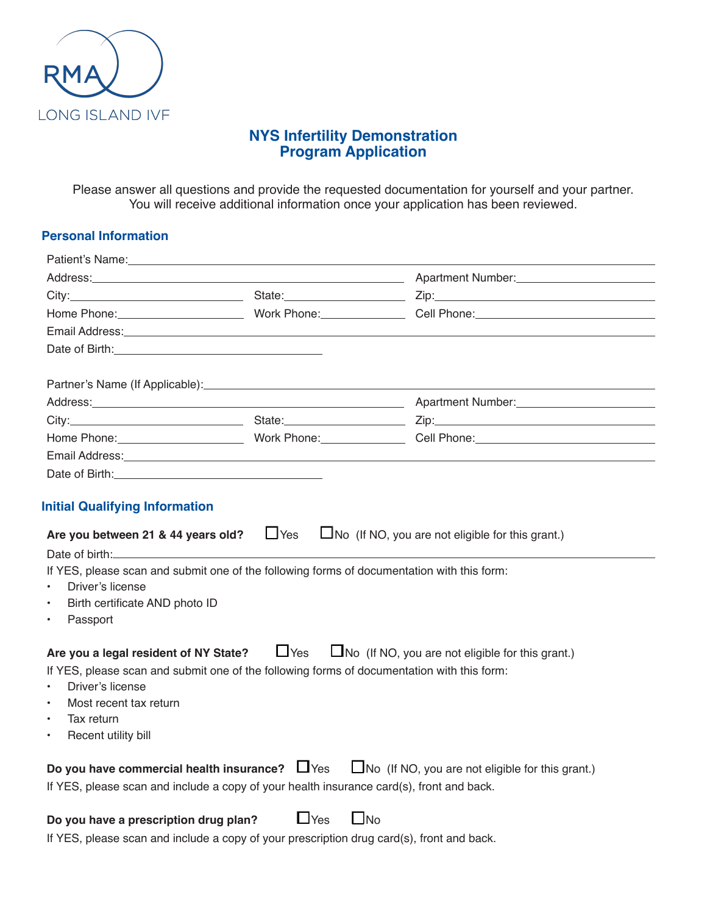RMA

LONG ISLAND IVF

# NYS Infertility Demonstration Program Application

Please answer all questions and provide the requested documentation for yourself and your partner. You will receive additional information once your application has been reviewed.

## Personal Information

Patient's Name: ____________________

Address: ____________________ Apartment Number: ____________________

City: ____________________ State: ____________________ Zip: ____________________

Home Phone: ____________________ Work Phone: ____________________ Cell Phone: ____________________

Email Address: ____________________

Date of Birth: ____________________

Partner's Name (If Applicable): ____________________

Address: ____________________ Apartment Number: ____________________

City: ____________________ State: ____________________ Zip: ____________________

Home Phone: ____________________ Work Phone: ____________________ Cell Phone: ____________________

Email Address: ____________________

Date of Birth: ____________________

## Initial Qualifying Information

**Are you between 21 & 44 years old?** ☐ Yes ☐ No (If NO, you are not eligible for this grant.)

Date of birth: ____________________

If YES, please scan and submit one of the following forms of documentation with this form:

- Driver's license
- Birth certificate AND photo ID
- Passport

**Are you a legal resident of NY State?** ☐ Yes ☐ No (If NO, you are not eligible for this grant.)

If YES, please scan and submit one of the following forms of documentation with this form:

- Driver's license
- Most recent tax return
- Tax return
- Recent utility bill

**Do you have commercial health insurance?** ☐ Yes ☐ No (If NO, you are not eligible for this grant.)

If YES, please scan and include a copy of your health insurance card(s), front and back.

**Do you have a prescription drug plan?** ☐ Yes ☐ No

If YES, please scan and include a copy of your prescription drug card(s), front and back.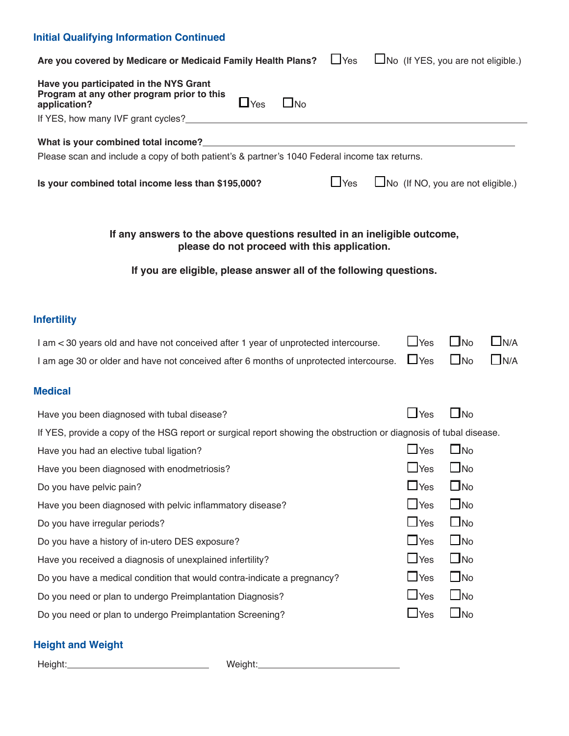## Initial Qualifying Information Continued

**Are you covered by Medicare or Medicaid Family Health Plans?** ☐ Yes ☐ No (If YES, you are not eligible.)

**Have you participated in the NYS Grant Program at any other program prior to this application?** ☐ Yes ☐ No

If YES, how many IVF grant cycles? ______________________________

**What is your combined total income?** ______________________________

Please scan and include a copy of both patient's & partner's 1040 Federal income tax returns.

**Is your combined total income less than $195,000?** ☐ Yes ☐ No (If NO, you are not eligible.)

**If any answers to the above questions resulted in an ineligible outcome, please do not proceed with this application.**

**If you are eligible, please answer all of the following questions.**

## Infertility

| | | | |
|---|---|---|---|
| I am < 30 years old and have not conceived after 1 year of unprotected intercourse. | ☐ Yes | ☐ No | ☐ N/A |
| I am age 30 or older and have not conceived after 6 months of unprotected intercourse. | ☐ Yes | ☐ No | ☐ N/A |

## Medical

Have you been diagnosed with tubal disease? ☐ Yes ☐ No

If YES, provide a copy of the HSG report or surgical report showing the obstruction or diagnosis of tubal disease.

| | | |
|---|---|---|
| Have you had an elective tubal ligation? | ☐ Yes | ☐ No |
| Have you been diagnosed with enodmetriosis? | ☐ Yes | ☐ No |
| Do you have pelvic pain? | ☐ Yes | ☐ No |
| Have you been diagnosed with pelvic inflammatory disease? | ☐ Yes | ☐ No |
| Do you have irregular periods? | ☐ Yes | ☐ No |
| Do you have a history of in-utero DES exposure? | ☐ Yes | ☐ No |
| Have you received a diagnosis of unexplained infertility? | ☐ Yes | ☐ No |
| Do you have a medical condition that would contra-indicate a pregnancy? | ☐ Yes | ☐ No |
| Do you need or plan to undergo Preimplantation Diagnosis? | ☐ Yes | ☐ No |
| Do you need or plan to undergo Preimplantation Screening? | ☐ Yes | ☐ No |

## Height and Weight

Height: ______________________ Weight: ______________________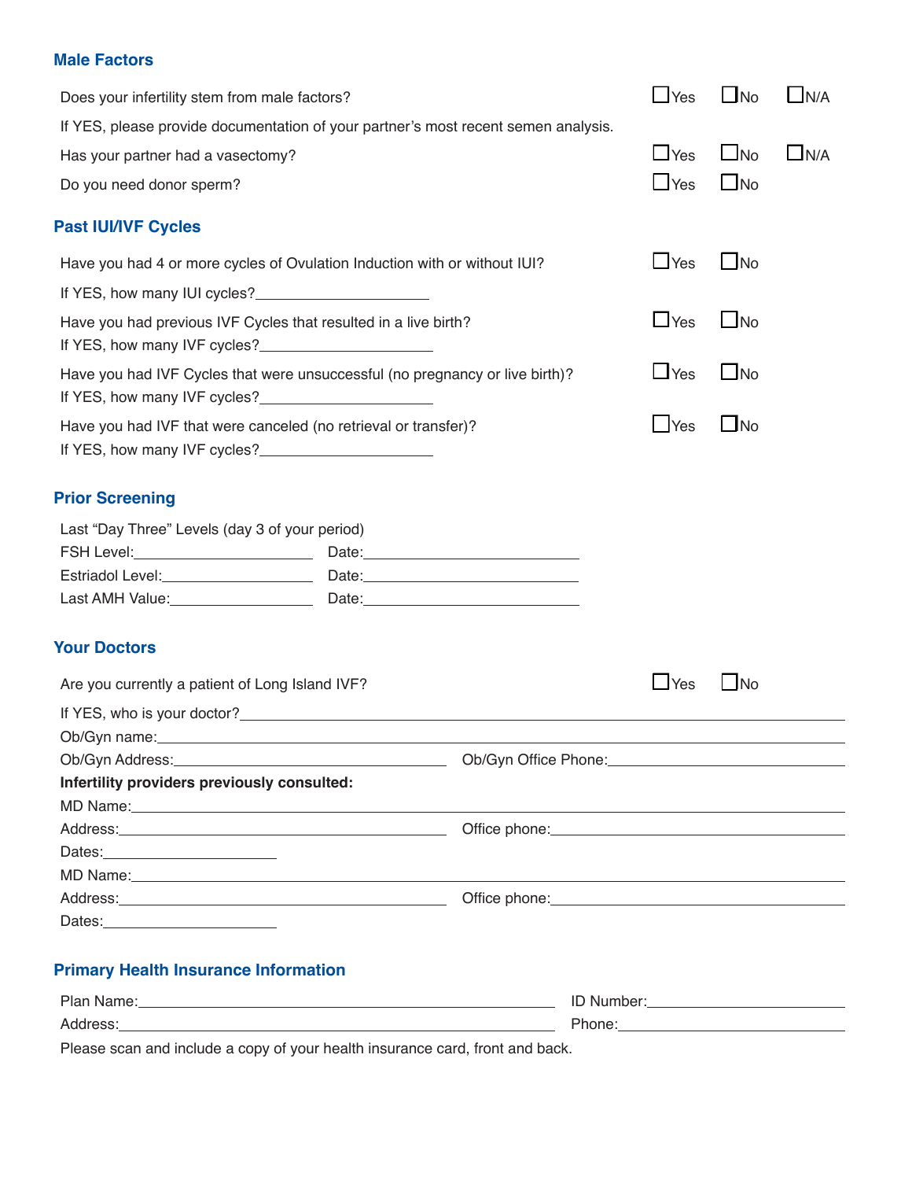## Male Factors

Does your infertility stem from male factors? ☐Yes ☐No ☐N/A

If YES, please provide documentation of your partner's most recent semen analysis.

Has your partner had a vasectomy? ☐Yes ☐No ☐N/A

Do you need donor sperm? ☐Yes ☐No

## Past IUI/IVF Cycles

Have you had 4 or more cycles of Ovulation Induction with or without IUI? ☐Yes ☐No

If YES, how many IUI cycles?____________________

Have you had previous IVF Cycles that resulted in a live birth? ☐Yes ☐No

If YES, how many IVF cycles?____________________

Have you had IVF Cycles that were unsuccessful (no pregnancy or live birth)? ☐Yes ☐No

If YES, how many IVF cycles?____________________

Have you had IVF that were canceled (no retrieval or transfer)? ☐Yes ☐No

If YES, how many IVF cycles?____________________

## Prior Screening

Last "Day Three" Levels (day 3 of your period)

FSH Level:____________________ Date:____________________

Estriadol Level:____________________ Date:____________________

Last AMH Value:____________________ Date:____________________

## Your Doctors

Are you currently a patient of Long Island IVF? ☐Yes ☐No

If YES, who is your doctor?________________________________________

Ob/Gyn name:________________________________________

Ob/Gyn Address:____________________ Ob/Gyn Office Phone:____________________

**Infertility providers previously consulted:**

MD Name:________________________________________

Address:____________________ Office phone:____________________

Dates:____________________

MD Name:________________________________________

Address:____________________ Office phone:____________________

Dates:____________________

## Primary Health Insurance Information

Plan Name:____________________ ID Number:____________________

Address:____________________ Phone:____________________

Please scan and include a copy of your health insurance card, front and back.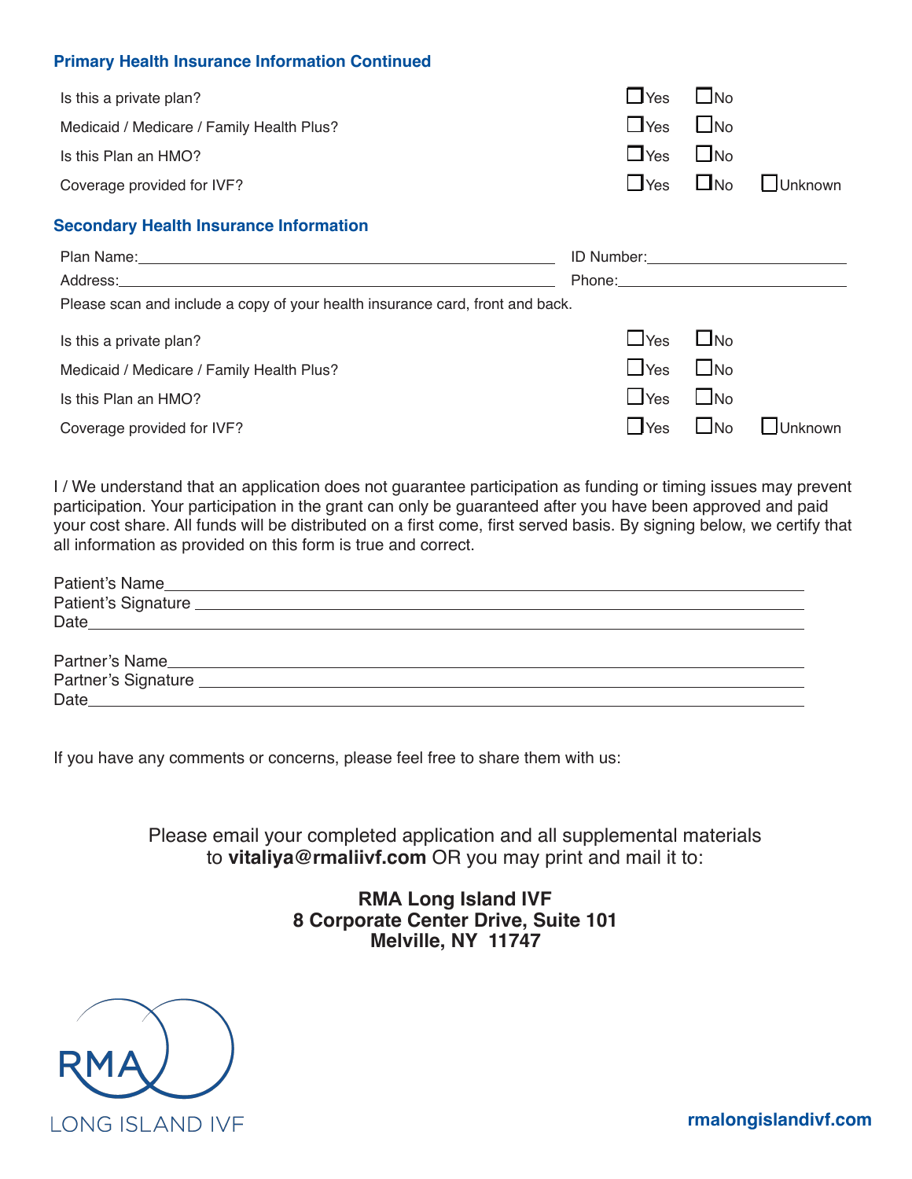## Primary Health Insurance Information Continued

| | | | |
|---|---|---|---|
| Is this a private plan? | ☐ Yes | ☐ No | |
| Medicaid / Medicare / Family Health Plus? | ☐ Yes | ☐ No | |
| Is this Plan an HMO? | ☐ Yes | ☐ No | |
| Coverage provided for IVF? | ☐ Yes | ☐ No | ☐ Unknown |

## Secondary Health Insurance Information

Plan Name:\_\_\_\_\_\_\_\_\_\_\_\_\_\_\_\_\_\_\_\_\_\_\_\_\_\_\_\_\_\_\_\_\_\_\_\_\_\_\_\_ ID Number:\_\_\_\_\_\_\_\_\_\_\_\_\_\_\_\_\_\_\_\_

Address:\_\_\_\_\_\_\_\_\_\_\_\_\_\_\_\_\_\_\_\_\_\_\_\_\_\_\_\_\_\_\_\_\_\_\_\_\_\_\_\_\_\_ Phone:\_\_\_\_\_\_\_\_\_\_\_\_\_\_\_\_\_\_\_\_\_\_

Please scan and include a copy of your health insurance card, front and back.

| | | | |
|---|---|---|---|
| Is this a private plan? | ☐ Yes | ☐ No | |
| Medicaid / Medicare / Family Health Plus? | ☐ Yes | ☐ No | |
| Is this Plan an HMO? | ☐ Yes | ☐ No | |
| Coverage provided for IVF? | ☐ Yes | ☐ No | ☐ Unknown |

I / We understand that an application does not guarantee participation as funding or timing issues may prevent participation. Your participation in the grant can only be guaranteed after you have been approved and paid your cost share. All funds will be distributed on a first come, first served basis. By signing below, we certify that all information as provided on this form is true and correct.

Patient's Name\_\_\_\_\_\_\_\_\_\_\_\_\_\_\_\_\_\_\_\_\_\_\_\_\_\_\_\_\_\_\_\_\_\_\_\_\_\_\_\_\_\_\_\_\_\_\_\_

Patient's Signature \_\_\_\_\_\_\_\_\_\_\_\_\_\_\_\_\_\_\_\_\_\_\_\_\_\_\_\_\_\_\_\_\_\_\_\_\_\_\_\_\_\_\_\_

Date\_\_\_\_\_\_\_\_\_\_\_\_\_\_\_\_\_\_\_\_\_\_\_\_\_\_\_\_\_\_\_\_\_\_\_\_\_\_\_\_\_\_\_\_\_\_\_\_\_\_\_\_\_\_\_\_

Partner's Name\_\_\_\_\_\_\_\_\_\_\_\_\_\_\_\_\_\_\_\_\_\_\_\_\_\_\_\_\_\_\_\_\_\_\_\_\_\_\_\_\_\_\_\_\_\_\_\_

Partner's Signature \_\_\_\_\_\_\_\_\_\_\_\_\_\_\_\_\_\_\_\_\_\_\_\_\_\_\_\_\_\_\_\_\_\_\_\_\_\_\_\_\_\_\_\_

Date\_\_\_\_\_\_\_\_\_\_\_\_\_\_\_\_\_\_\_\_\_\_\_\_\_\_\_\_\_\_\_\_\_\_\_\_\_\_\_\_\_\_\_\_\_\_\_\_\_\_\_\_\_\_\_\_

If you have any comments or concerns, please feel free to share them with us:

Please email your completed application and all supplemental materials to **vitaliya@rmaliivf.com** OR you may print and mail it to:

**RMA Long Island IVF**
**8 Corporate Center Drive, Suite 101**
**Melville, NY 11747**

RMA LONG ISLAND IVF

**rmalongislandivf.com**